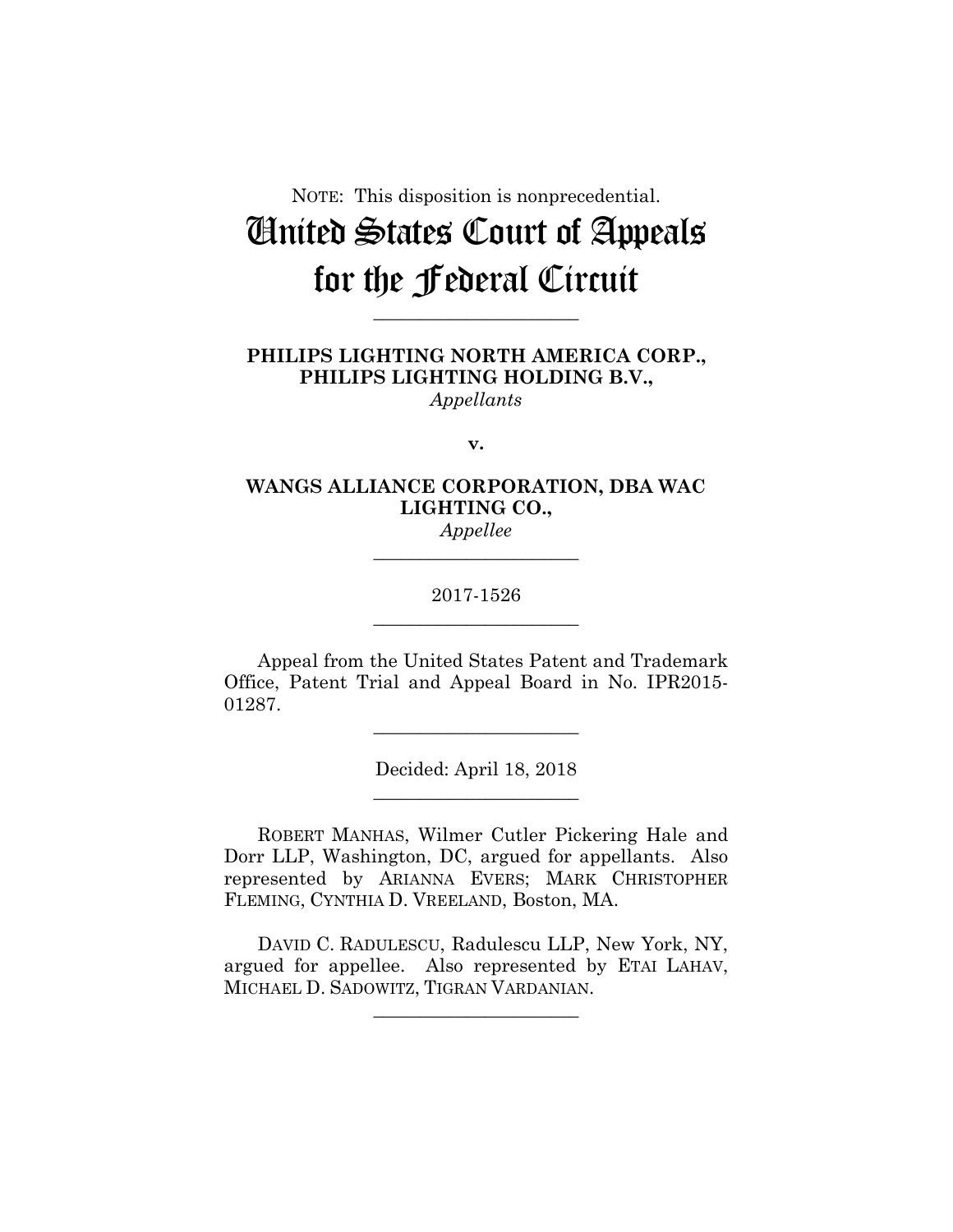NOTE: This disposition is nonprecedential.

# United States Court of Appeals for the Federal Circuit

______________________

**PHILIPS LIGHTING NORTH AMERICA CORP., PHILIPS LIGHTING HOLDING B.V.,**
*Appellants*

**v.**

**WANGS ALLIANCE CORPORATION, DBA WAC LIGHTING CO.,**
*Appellee*

______________________

2017-1526

______________________

Appeal from the United States Patent and Trademark Office, Patent Trial and Appeal Board in No. IPR2015-01287.

______________________

Decided: April 18, 2018

______________________

ROBERT MANHAS, Wilmer Cutler Pickering Hale and Dorr LLP, Washington, DC, argued for appellants. Also represented by ARIANNA EVERS; MARK CHRISTOPHER FLEMING, CYNTHIA D. VREELAND, Boston, MA.

DAVID C. RADULESCU, Radulescu LLP, New York, NY, argued for appellee. Also represented by ETAI LAHAV, MICHAEL D. SADOWITZ, TIGRAN VARDANIAN.

______________________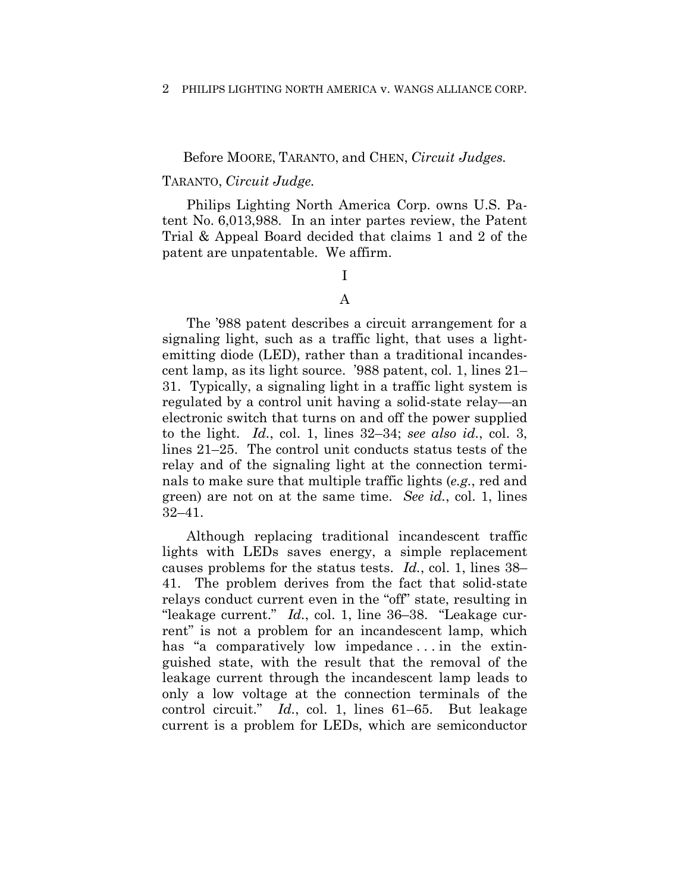Before MOORE, TARANTO, and CHEN, *Circuit Judges.*

TARANTO, *Circuit Judge.*

Philips Lighting North America Corp. owns U.S. Patent No. 6,013,988. In an inter partes review, the Patent Trial & Appeal Board decided that claims 1 and 2 of the patent are unpatentable. We affirm.

I

A

The '988 patent describes a circuit arrangement for a signaling light, such as a traffic light, that uses a light-emitting diode (LED), rather than a traditional incandescent lamp, as its light source. '988 patent, col. 1, lines 21–31. Typically, a signaling light in a traffic light system is regulated by a control unit having a solid-state relay—an electronic switch that turns on and off the power supplied to the light. *Id.*, col. 1, lines 32–34; *see also id.*, col. 3, lines 21–25. The control unit conducts status tests of the relay and of the signaling light at the connection terminals to make sure that multiple traffic lights (*e.g.*, red and green) are not on at the same time. *See id.*, col. 1, lines 32–41.

Although replacing traditional incandescent traffic lights with LEDs saves energy, a simple replacement causes problems for the status tests. *Id.*, col. 1, lines 38–41. The problem derives from the fact that solid-state relays conduct current even in the "off" state, resulting in "leakage current." *Id.*, col. 1, line 36–38. "Leakage current" is not a problem for an incandescent lamp, which has "a comparatively low impedance . . . in the extinguished state, with the result that the removal of the leakage current through the incandescent lamp leads to only a low voltage at the connection terminals of the control circuit." *Id.*, col. 1, lines 61–65. But leakage current is a problem for LEDs, which are semiconductor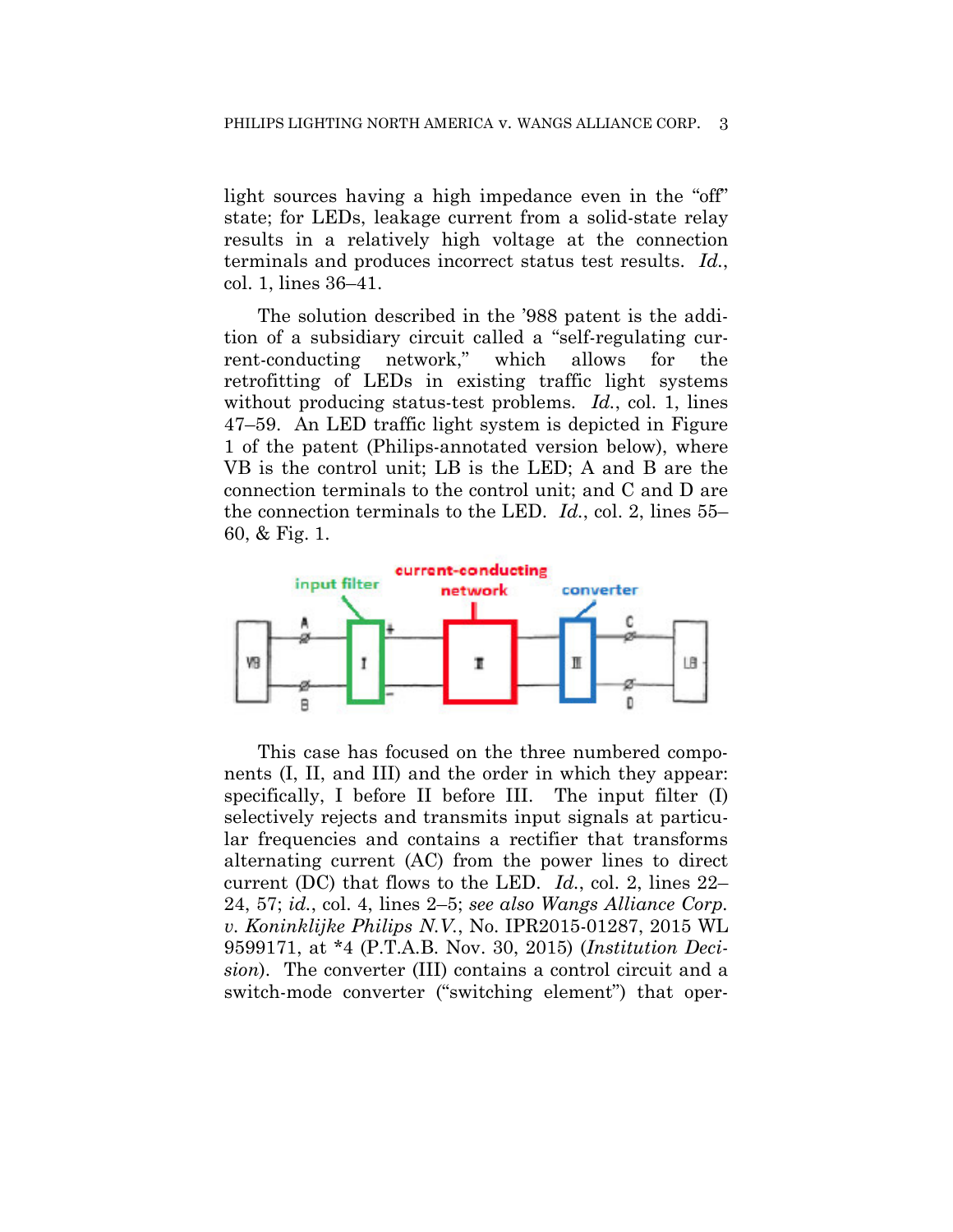light sources having a high impedance even in the "off" state; for LEDs, leakage current from a solid-state relay results in a relatively high voltage at the connection terminals and produces incorrect status test results. *Id.*, col. 1, lines 36–41.

The solution described in the '988 patent is the addition of a subsidiary circuit called a "self-regulating current-conducting network," which allows for the retrofitting of LEDs in existing traffic light systems without producing status-test problems. *Id.*, col. 1, lines 47–59. An LED traffic light system is depicted in Figure 1 of the patent (Philips-annotated version below), where VB is the control unit; LB is the LED; A and B are the connection terminals to the control unit; and C and D are the connection terminals to the LED. *Id.*, col. 2, lines 55–60, & Fig. 1.

This case has focused on the three numbered components (I, II, and III) and the order in which they appear: specifically, I before II before III. The input filter (I) selectively rejects and transmits input signals at particular frequencies and contains a rectifier that transforms alternating current (AC) from the power lines to direct current (DC) that flows to the LED. *Id.*, col. 2, lines 22–24, 57; *id.*, col. 4, lines 2–5; *see also Wangs Alliance Corp. v. Koninklijke Philips N.V.*, No. IPR2015-01287, 2015 WL 9599171, at *4 (P.T.A.B. Nov. 30, 2015) (*Institution Decision*). The converter (III) contains a control circuit and a switch-mode converter ("switching element") that oper-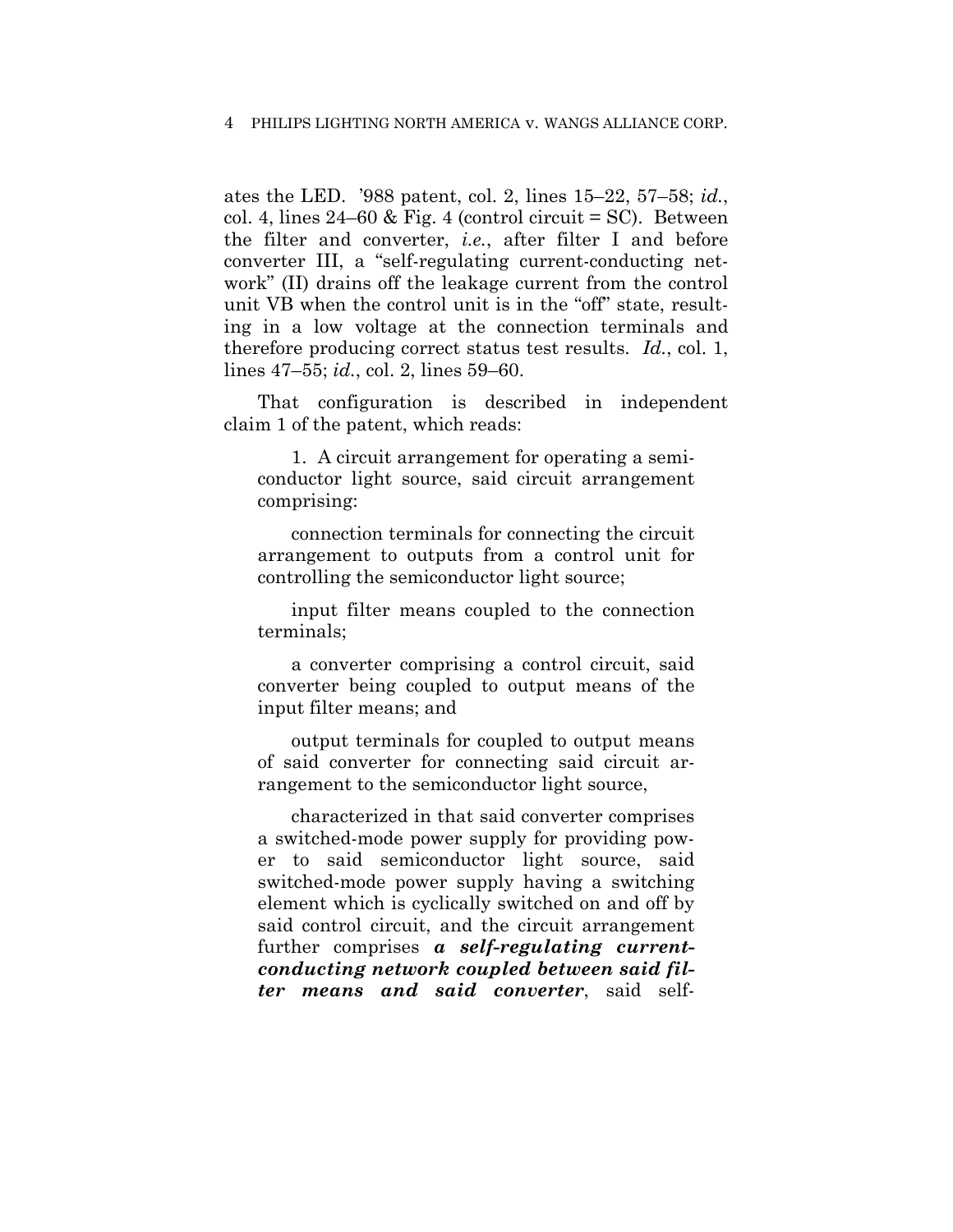ates the LED. '988 patent, col. 2, lines 15–22, 57–58; *id.*, col. 4, lines 24–60 & Fig. 4 (control circuit = SC). Between the filter and converter, *i.e.*, after filter I and before converter III, a "self-regulating current-conducting network" (II) drains off the leakage current from the control unit VB when the control unit is in the "off" state, resulting in a low voltage at the connection terminals and therefore producing correct status test results. *Id.*, col. 1, lines 47–55; *id.*, col. 2, lines 59–60.

That configuration is described in independent claim 1 of the patent, which reads:

> 1. A circuit arrangement for operating a semiconductor light source, said circuit arrangement comprising:
>
> connection terminals for connecting the circuit arrangement to outputs from a control unit for controlling the semiconductor light source;
>
> input filter means coupled to the connection terminals;
>
> a converter comprising a control circuit, said converter being coupled to output means of the input filter means; and
>
> output terminals for coupled to output means of said converter for connecting said circuit arrangement to the semiconductor light source,
>
> characterized in that said converter comprises a switched-mode power supply for providing power to said semiconductor light source, said switched-mode power supply having a switching element which is cyclically switched on and off by said control circuit, and the circuit arrangement further comprises ***a self-regulating current-conducting network coupled between said filter means and said converter***, said self-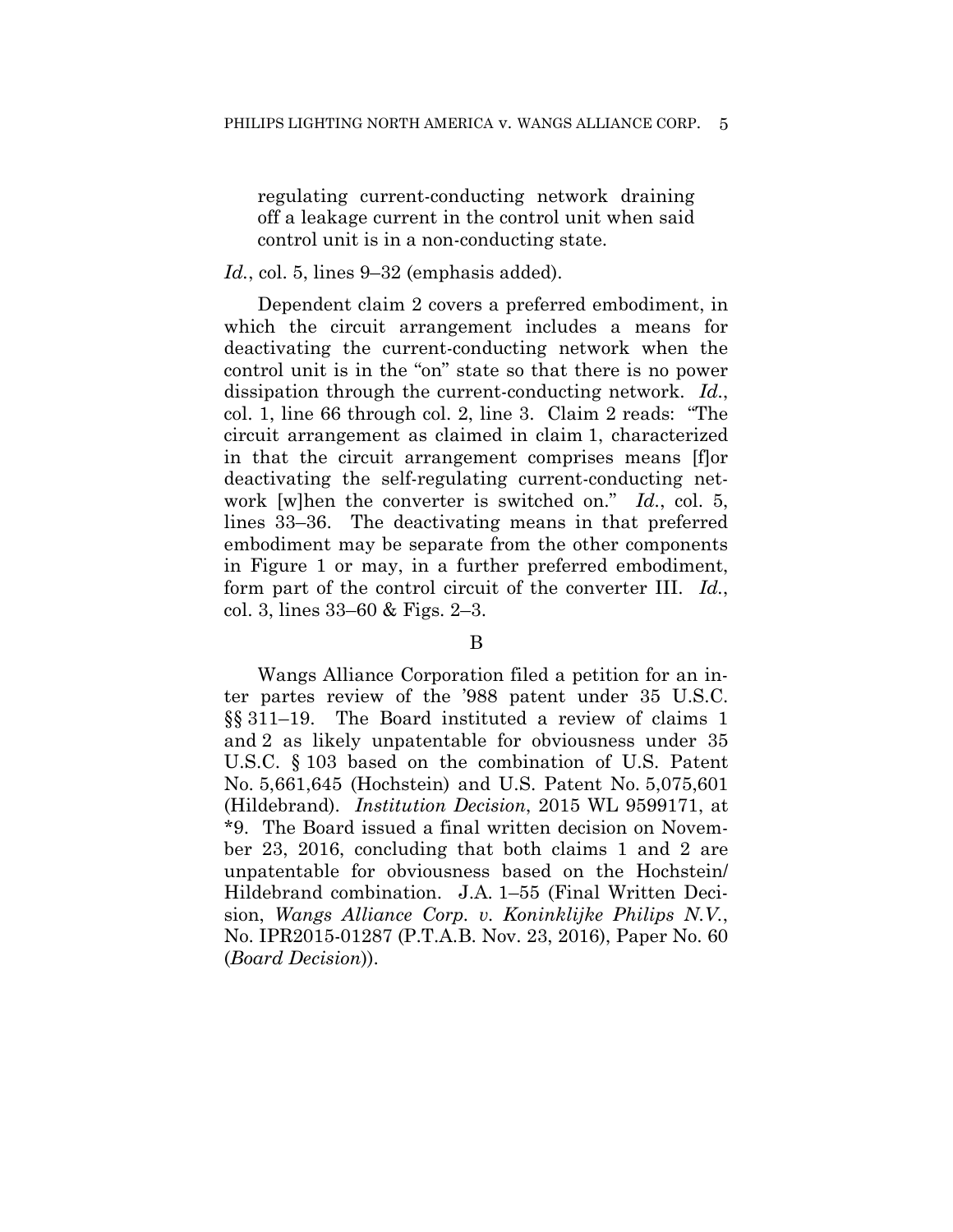> regulating current-conducting network draining off a leakage current in the control unit when said control unit is in a non-conducting state.

*Id.*, col. 5, lines 9–32 (emphasis added).

Dependent claim 2 covers a preferred embodiment, in which the circuit arrangement includes a means for deactivating the current-conducting network when the control unit is in the "on" state so that there is no power dissipation through the current-conducting network. *Id.*, col. 1, line 66 through col. 2, line 3. Claim 2 reads: "The circuit arrangement as claimed in claim 1, characterized in that the circuit arrangement comprises means [f]or deactivating the self-regulating current-conducting network [w]hen the converter is switched on." *Id.*, col. 5, lines 33–36. The deactivating means in that preferred embodiment may be separate from the other components in Figure 1 or may, in a further preferred embodiment, form part of the control circuit of the converter III. *Id.*, col. 3, lines 33–60 & Figs. 2–3.

B

Wangs Alliance Corporation filed a petition for an inter partes review of the '988 patent under 35 U.S.C. §§ 311–19. The Board instituted a review of claims 1 and 2 as likely unpatentable for obviousness under 35 U.S.C. § 103 based on the combination of U.S. Patent No. 5,661,645 (Hochstein) and U.S. Patent No. 5,075,601 (Hildebrand). *Institution Decision*, 2015 WL 9599171, at *9. The Board issued a final written decision on November 23, 2016, concluding that both claims 1 and 2 are unpatentable for obviousness based on the Hochstein/Hildebrand combination. J.A. 1–55 (Final Written Decision, *Wangs Alliance Corp. v. Koninklijke Philips N.V.*, No. IPR2015-01287 (P.T.A.B. Nov. 23, 2016), Paper No. 60 (*Board Decision*)).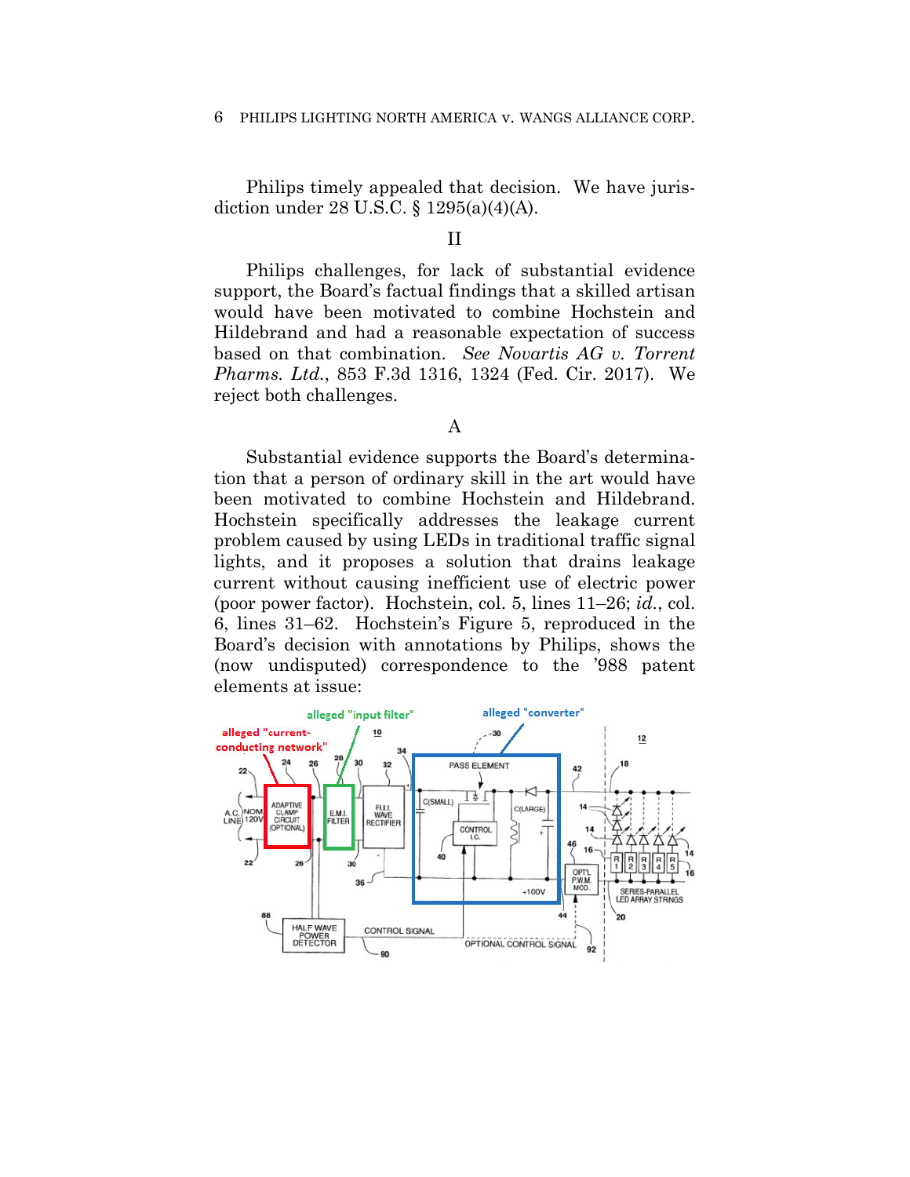Philips timely appealed that decision. We have jurisdiction under 28 U.S.C. § 1295(a)(4)(A).

## II

Philips challenges, for lack of substantial evidence support, the Board's factual findings that a skilled artisan would have been motivated to combine Hochstein and Hildebrand and had a reasonable expectation of success based on that combination. *See Novartis AG v. Torrent Pharms. Ltd.*, 853 F.3d 1316, 1324 (Fed. Cir. 2017). We reject both challenges.

### A

Substantial evidence supports the Board's determination that a person of ordinary skill in the art would have been motivated to combine Hochstein and Hildebrand. Hochstein specifically addresses the leakage current problem caused by using LEDs in traditional traffic signal lights, and it proposes a solution that drains leakage current without causing inefficient use of electric power (poor power factor). Hochstein, col. 5, lines 11–26; *id.*, col. 6, lines 31–62. Hochstein's Figure 5, reproduced in the Board's decision with annotations by Philips, shows the (now undisputed) correspondence to the '988 patent elements at issue: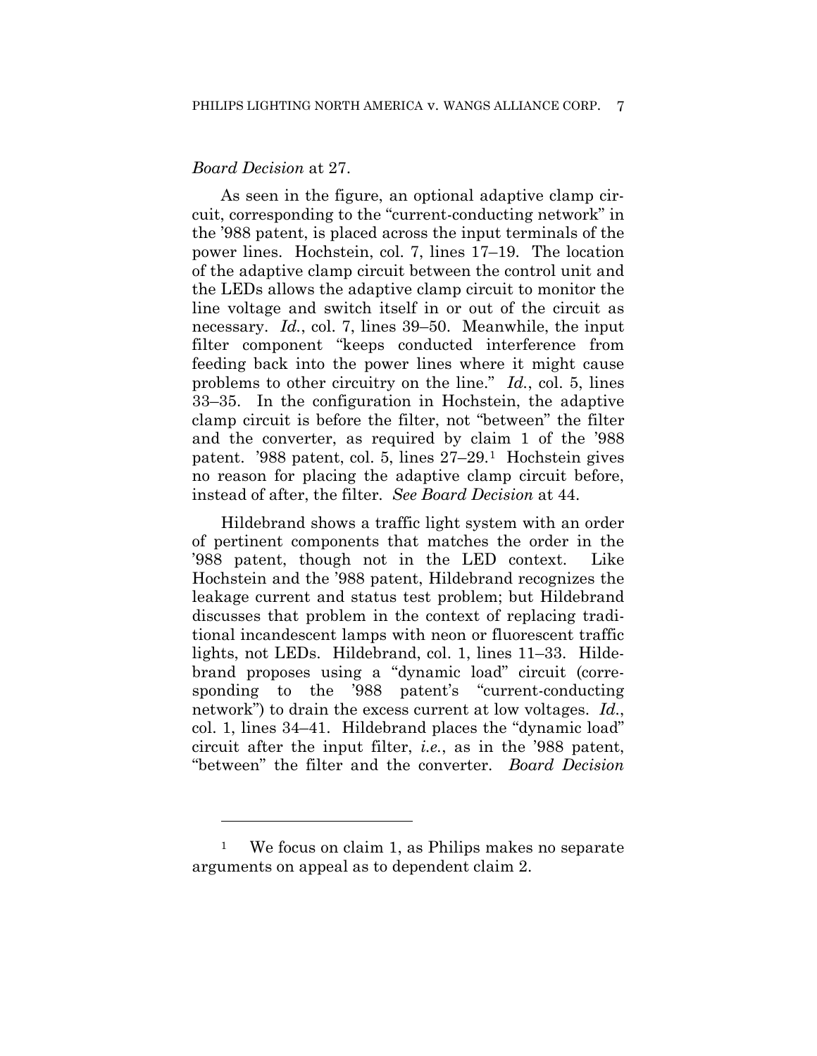*Board Decision* at 27.

As seen in the figure, an optional adaptive clamp circuit, corresponding to the "current-conducting network" in the '988 patent, is placed across the input terminals of the power lines. Hochstein, col. 7, lines 17–19. The location of the adaptive clamp circuit between the control unit and the LEDs allows the adaptive clamp circuit to monitor the line voltage and switch itself in or out of the circuit as necessary. *Id.*, col. 7, lines 39–50. Meanwhile, the input filter component "keeps conducted interference from feeding back into the power lines where it might cause problems to other circuitry on the line." *Id.*, col. 5, lines 33–35. In the configuration in Hochstein, the adaptive clamp circuit is before the filter, not "between" the filter and the converter, as required by claim 1 of the '988 patent. '988 patent, col. 5, lines 27–29.[1] Hochstein gives no reason for placing the adaptive clamp circuit before, instead of after, the filter. *See Board Decision* at 44.

Hildebrand shows a traffic light system with an order of pertinent components that matches the order in the '988 patent, though not in the LED context. Like Hochstein and the '988 patent, Hildebrand recognizes the leakage current and status test problem; but Hildebrand discusses that problem in the context of replacing traditional incandescent lamps with neon or fluorescent traffic lights, not LEDs. Hildebrand, col. 1, lines 11–33. Hildebrand proposes using a "dynamic load" circuit (corresponding to the '988 patent's "current-conducting network") to drain the excess current at low voltages. *Id.*, col. 1, lines 34–41. Hildebrand places the "dynamic load" circuit after the input filter, *i.e.*, as in the '988 patent, "between" the filter and the converter. *Board Decision*

---

[1] We focus on claim 1, as Philips makes no separate arguments on appeal as to dependent claim 2.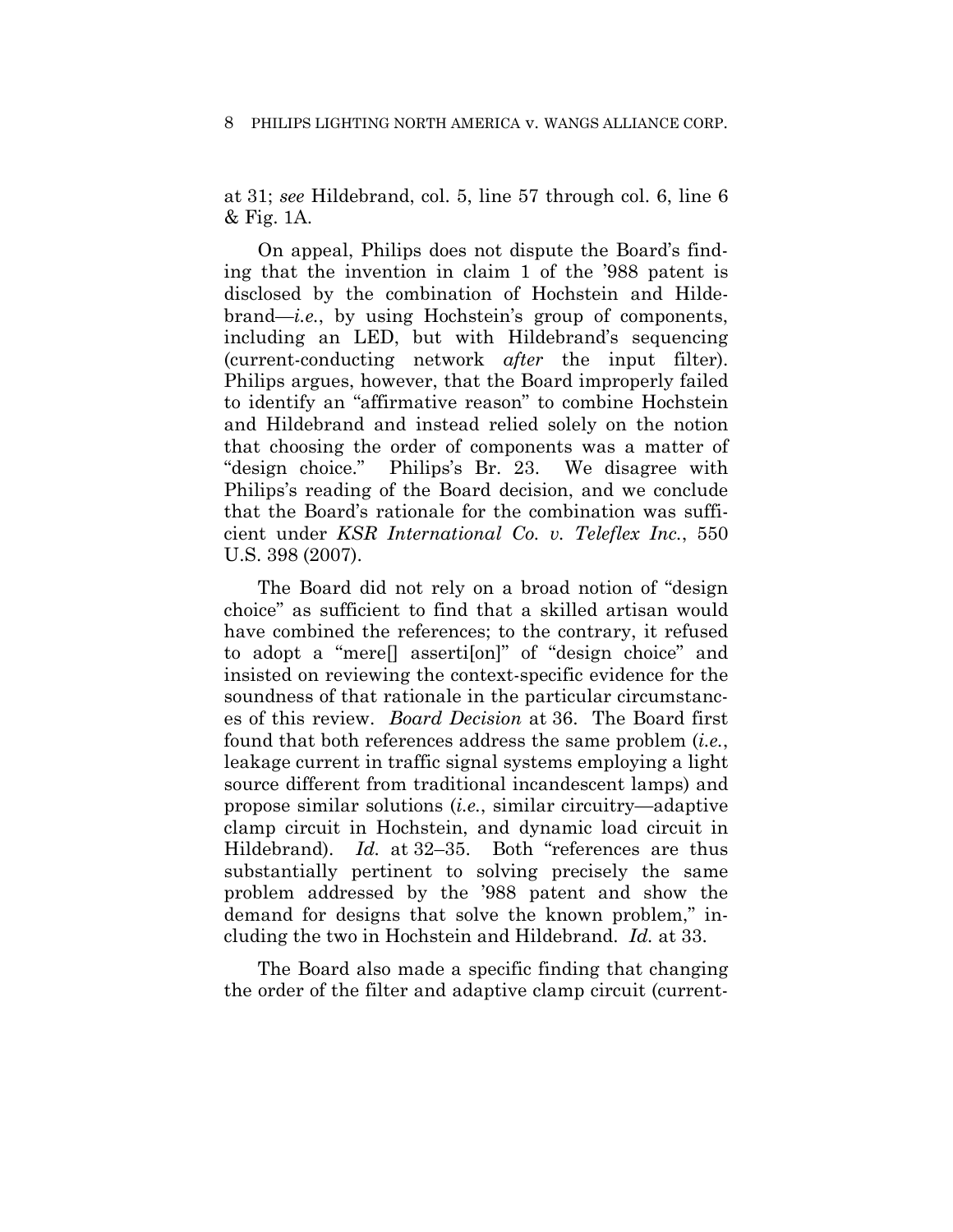at 31; *see* Hildebrand, col. 5, line 57 through col. 6, line 6 & Fig. 1A.

On appeal, Philips does not dispute the Board's finding that the invention in claim 1 of the '988 patent is disclosed by the combination of Hochstein and Hildebrand—*i.e.*, by using Hochstein's group of components, including an LED, but with Hildebrand's sequencing (current-conducting network *after* the input filter). Philips argues, however, that the Board improperly failed to identify an "affirmative reason" to combine Hochstein and Hildebrand and instead relied solely on the notion that choosing the order of components was a matter of "design choice." Philips's Br. 23. We disagree with Philips's reading of the Board decision, and we conclude that the Board's rationale for the combination was sufficient under *KSR International Co. v. Teleflex Inc.*, 550 U.S. 398 (2007).

The Board did not rely on a broad notion of "design choice" as sufficient to find that a skilled artisan would have combined the references; to the contrary, it refused to adopt a "mere[] asserti[on]" of "design choice" and insisted on reviewing the context-specific evidence for the soundness of that rationale in the particular circumstances of this review. *Board Decision* at 36. The Board first found that both references address the same problem (*i.e.*, leakage current in traffic signal systems employing a light source different from traditional incandescent lamps) and propose similar solutions (*i.e.*, similar circuitry—adaptive clamp circuit in Hochstein, and dynamic load circuit in Hildebrand). *Id.* at 32–35. Both "references are thus substantially pertinent to solving precisely the same problem addressed by the '988 patent and show the demand for designs that solve the known problem," including the two in Hochstein and Hildebrand. *Id.* at 33.

The Board also made a specific finding that changing the order of the filter and adaptive clamp circuit (current-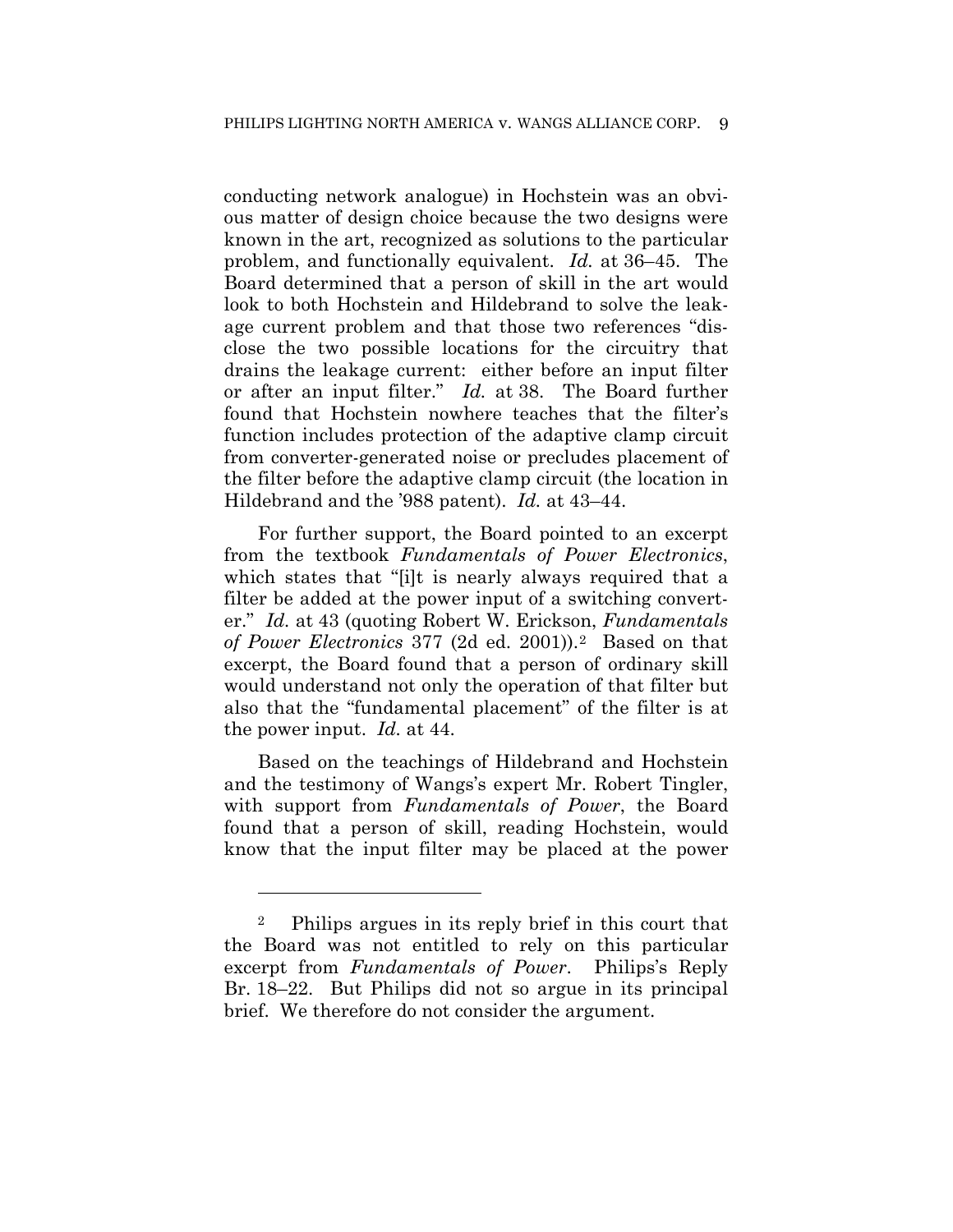conducting network analogue) in Hochstein was an obvious matter of design choice because the two designs were known in the art, recognized as solutions to the particular problem, and functionally equivalent. *Id.* at 36–45. The Board determined that a person of skill in the art would look to both Hochstein and Hildebrand to solve the leakage current problem and that those two references "disclose the two possible locations for the circuitry that drains the leakage current: either before an input filter or after an input filter." *Id.* at 38. The Board further found that Hochstein nowhere teaches that the filter's function includes protection of the adaptive clamp circuit from converter-generated noise or precludes placement of the filter before the adaptive clamp circuit (the location in Hildebrand and the '988 patent). *Id.* at 43–44.

For further support, the Board pointed to an excerpt from the textbook *Fundamentals of Power Electronics*, which states that "[i]t is nearly always required that a filter be added at the power input of a switching converter." *Id.* at 43 (quoting Robert W. Erickson, *Fundamentals of Power Electronics* 377 (2d ed. 2001)).[2] Based on that excerpt, the Board found that a person of ordinary skill would understand not only the operation of that filter but also that the "fundamental placement" of the filter is at the power input. *Id.* at 44.

Based on the teachings of Hildebrand and Hochstein and the testimony of Wangs's expert Mr. Robert Tingler, with support from *Fundamentals of Power*, the Board found that a person of skill, reading Hochstein, would know that the input filter may be placed at the power

---

[2] Philips argues in its reply brief in this court that the Board was not entitled to rely on this particular excerpt from *Fundamentals of Power*. Philips's Reply Br. 18–22. But Philips did not so argue in its principal brief. We therefore do not consider the argument.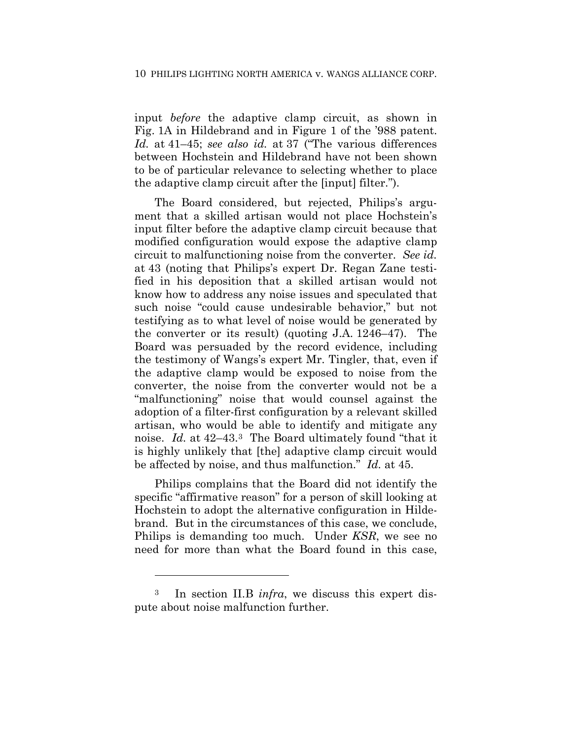input *before* the adaptive clamp circuit, as shown in Fig. 1A in Hildebrand and in Figure 1 of the '988 patent. *Id.* at 41–45; *see also id.* at 37 ("The various differences between Hochstein and Hildebrand have not been shown to be of particular relevance to selecting whether to place the adaptive clamp circuit after the [input] filter.").

The Board considered, but rejected, Philips's argument that a skilled artisan would not place Hochstein's input filter before the adaptive clamp circuit because that modified configuration would expose the adaptive clamp circuit to malfunctioning noise from the converter. *See id.* at 43 (noting that Philips's expert Dr. Regan Zane testified in his deposition that a skilled artisan would not know how to address any noise issues and speculated that such noise "could cause undesirable behavior," but not testifying as to what level of noise would be generated by the converter or its result) (quoting J.A. 1246–47). The Board was persuaded by the record evidence, including the testimony of Wangs's expert Mr. Tingler, that, even if the adaptive clamp would be exposed to noise from the converter, the noise from the converter would not be a "malfunctioning" noise that would counsel against the adoption of a filter-first configuration by a relevant skilled artisan, who would be able to identify and mitigate any noise. *Id.* at 42–43.[3] The Board ultimately found "that it is highly unlikely that [the] adaptive clamp circuit would be affected by noise, and thus malfunction." *Id.* at 45.

Philips complains that the Board did not identify the specific "affirmative reason" for a person of skill looking at Hochstein to adopt the alternative configuration in Hildebrand. But in the circumstances of this case, we conclude, Philips is demanding too much. Under *KSR*, we see no need for more than what the Board found in this case,

---

[3] In section II.B *infra*, we discuss this expert dispute about noise malfunction further.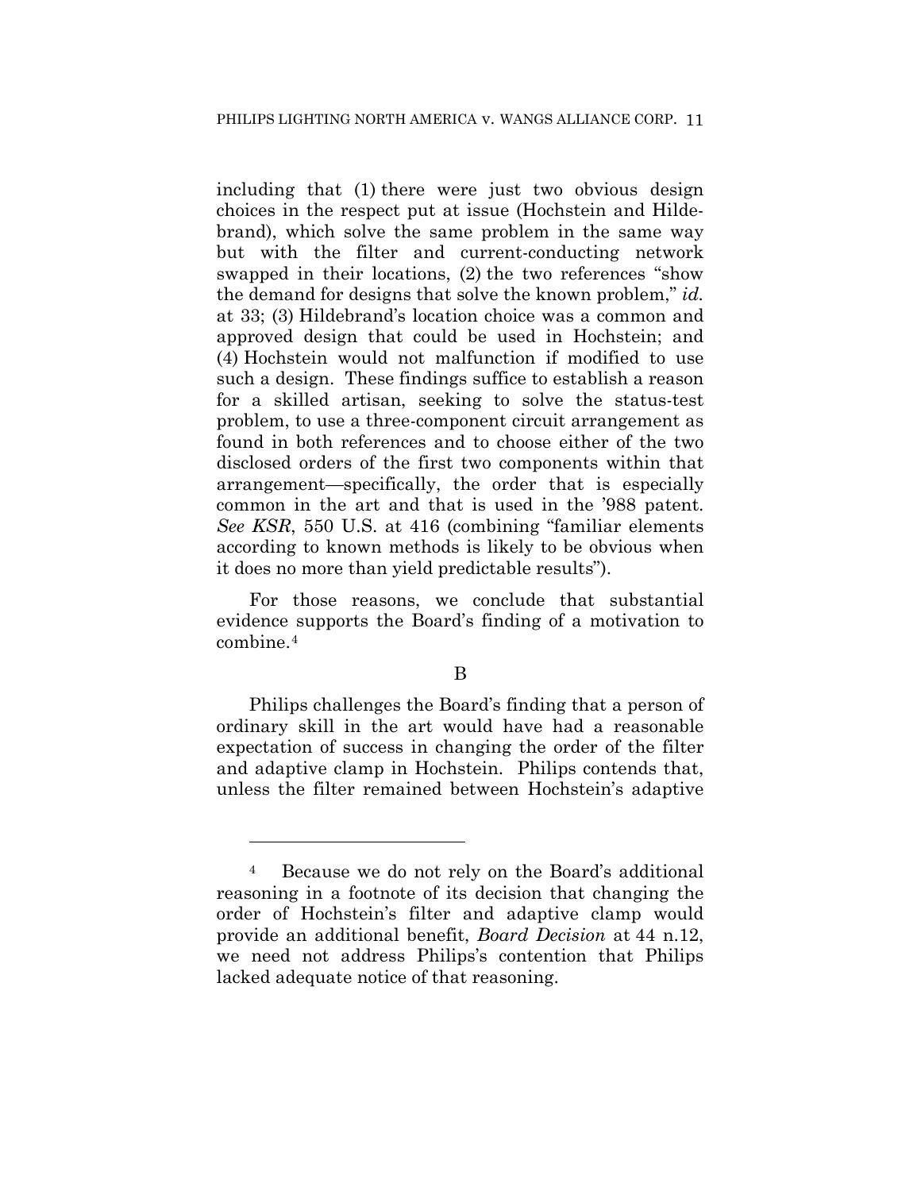including that (1) there were just two obvious design choices in the respect put at issue (Hochstein and Hildebrand), which solve the same problem in the same way but with the filter and current-conducting network swapped in their locations, (2) the two references "show the demand for designs that solve the known problem," *id.* at 33; (3) Hildebrand's location choice was a common and approved design that could be used in Hochstein; and (4) Hochstein would not malfunction if modified to use such a design. These findings suffice to establish a reason for a skilled artisan, seeking to solve the status-test problem, to use a three-component circuit arrangement as found in both references and to choose either of the two disclosed orders of the first two components within that arrangement—specifically, the order that is especially common in the art and that is used in the '988 patent. *See KSR*, 550 U.S. at 416 (combining "familiar elements according to known methods is likely to be obvious when it does no more than yield predictable results").

For those reasons, we conclude that substantial evidence supports the Board's finding of a motivation to combine.[4]

B

Philips challenges the Board's finding that a person of ordinary skill in the art would have had a reasonable expectation of success in changing the order of the filter and adaptive clamp in Hochstein. Philips contends that, unless the filter remained between Hochstein's adaptive

---

[4] Because we do not rely on the Board's additional reasoning in a footnote of its decision that changing the order of Hochstein's filter and adaptive clamp would provide an additional benefit, *Board Decision* at 44 n.12, we need not address Philips's contention that Philips lacked adequate notice of that reasoning.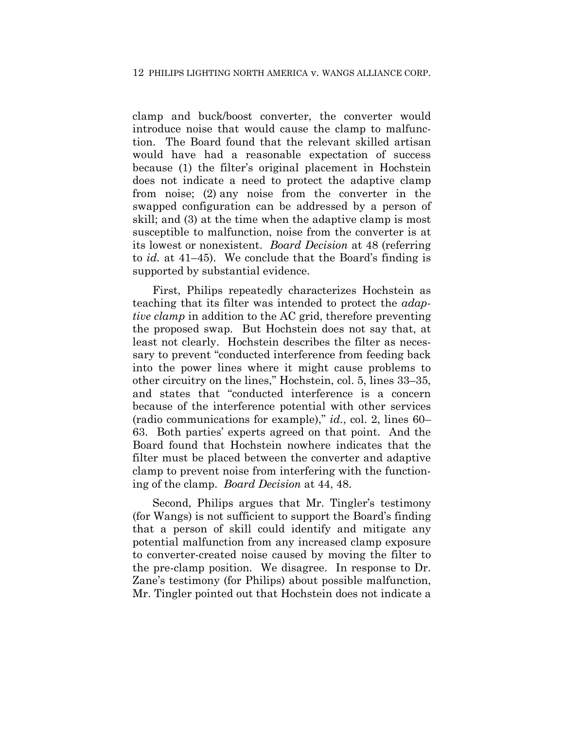clamp and buck/boost converter, the converter would introduce noise that would cause the clamp to malfunction. The Board found that the relevant skilled artisan would have had a reasonable expectation of success because (1) the filter's original placement in Hochstein does not indicate a need to protect the adaptive clamp from noise; (2) any noise from the converter in the swapped configuration can be addressed by a person of skill; and (3) at the time when the adaptive clamp is most susceptible to malfunction, noise from the converter is at its lowest or nonexistent. *Board Decision* at 48 (referring to *id.* at 41–45). We conclude that the Board's finding is supported by substantial evidence.

First, Philips repeatedly characterizes Hochstein as teaching that its filter was intended to protect the *adaptive clamp* in addition to the AC grid, therefore preventing the proposed swap. But Hochstein does not say that, at least not clearly. Hochstein describes the filter as necessary to prevent "conducted interference from feeding back into the power lines where it might cause problems to other circuitry on the lines," Hochstein, col. 5, lines 33–35, and states that "conducted interference is a concern because of the interference potential with other services (radio communications for example)," *id.*, col. 2, lines 60–63. Both parties' experts agreed on that point. And the Board found that Hochstein nowhere indicates that the filter must be placed between the converter and adaptive clamp to prevent noise from interfering with the functioning of the clamp. *Board Decision* at 44, 48.

Second, Philips argues that Mr. Tingler's testimony (for Wangs) is not sufficient to support the Board's finding that a person of skill could identify and mitigate any potential malfunction from any increased clamp exposure to converter-created noise caused by moving the filter to the pre-clamp position. We disagree. In response to Dr. Zane's testimony (for Philips) about possible malfunction, Mr. Tingler pointed out that Hochstein does not indicate a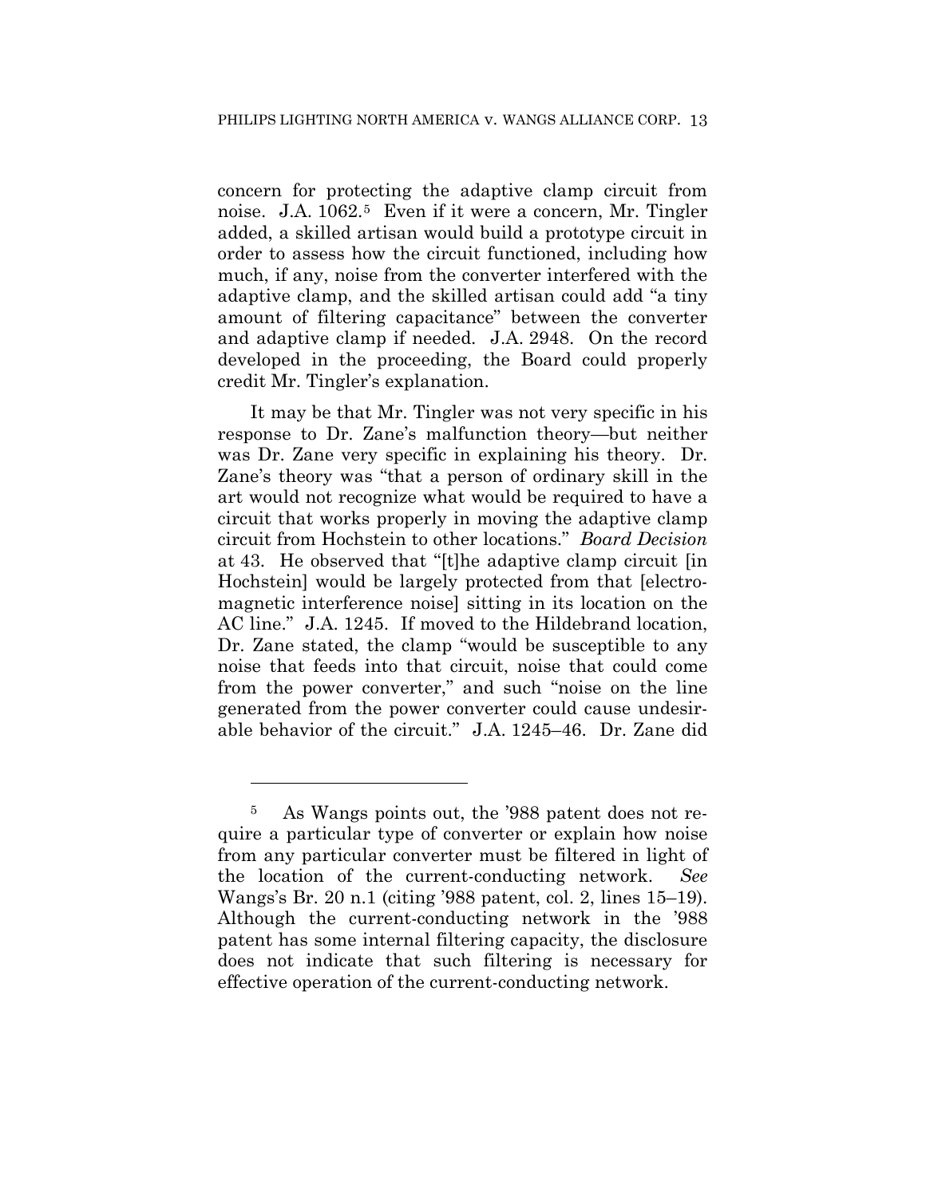concern for protecting the adaptive clamp circuit from noise. J.A. 1062.[5] Even if it were a concern, Mr. Tingler added, a skilled artisan would build a prototype circuit in order to assess how the circuit functioned, including how much, if any, noise from the converter interfered with the adaptive clamp, and the skilled artisan could add "a tiny amount of filtering capacitance" between the converter and adaptive clamp if needed. J.A. 2948. On the record developed in the proceeding, the Board could properly credit Mr. Tingler's explanation.

It may be that Mr. Tingler was not very specific in his response to Dr. Zane's malfunction theory—but neither was Dr. Zane very specific in explaining his theory. Dr. Zane's theory was "that a person of ordinary skill in the art would not recognize what would be required to have a circuit that works properly in moving the adaptive clamp circuit from Hochstein to other locations." *Board Decision* at 43. He observed that "[t]he adaptive clamp circuit [in Hochstein] would be largely protected from that [electromagnetic interference noise] sitting in its location on the AC line." J.A. 1245. If moved to the Hildebrand location, Dr. Zane stated, the clamp "would be susceptible to any noise that feeds into that circuit, noise that could come from the power converter," and such "noise on the line generated from the power converter could cause undesirable behavior of the circuit." J.A. 1245–46. Dr. Zane did

---

[5] As Wangs points out, the '988 patent does not require a particular type of converter or explain how noise from any particular converter must be filtered in light of the location of the current-conducting network. *See* Wangs's Br. 20 n.1 (citing '988 patent, col. 2, lines 15–19). Although the current-conducting network in the '988 patent has some internal filtering capacity, the disclosure does not indicate that such filtering is necessary for effective operation of the current-conducting network.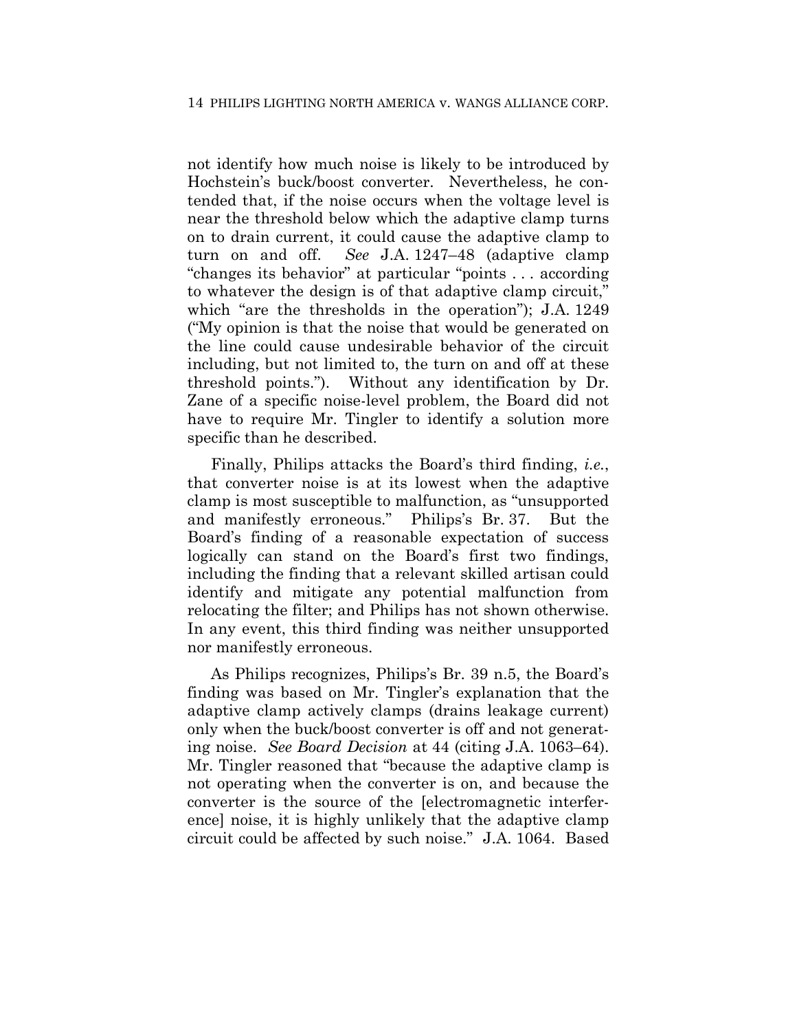not identify how much noise is likely to be introduced by Hochstein's buck/boost converter. Nevertheless, he contended that, if the noise occurs when the voltage level is near the threshold below which the adaptive clamp turns on to drain current, it could cause the adaptive clamp to turn on and off. *See* J.A. 1247–48 (adaptive clamp "changes its behavior" at particular "points . . . according to whatever the design is of that adaptive clamp circuit," which "are the thresholds in the operation"); J.A. 1249 ("My opinion is that the noise that would be generated on the line could cause undesirable behavior of the circuit including, but not limited to, the turn on and off at these threshold points."). Without any identification by Dr. Zane of a specific noise-level problem, the Board did not have to require Mr. Tingler to identify a solution more specific than he described.

Finally, Philips attacks the Board's third finding, *i.e.*, that converter noise is at its lowest when the adaptive clamp is most susceptible to malfunction, as "unsupported and manifestly erroneous." Philips's Br. 37. But the Board's finding of a reasonable expectation of success logically can stand on the Board's first two findings, including the finding that a relevant skilled artisan could identify and mitigate any potential malfunction from relocating the filter; and Philips has not shown otherwise. In any event, this third finding was neither unsupported nor manifestly erroneous.

As Philips recognizes, Philips's Br. 39 n.5, the Board's finding was based on Mr. Tingler's explanation that the adaptive clamp actively clamps (drains leakage current) only when the buck/boost converter is off and not generating noise. *See Board Decision* at 44 (citing J.A. 1063–64). Mr. Tingler reasoned that "because the adaptive clamp is not operating when the converter is on, and because the converter is the source of the [electromagnetic interference] noise, it is highly unlikely that the adaptive clamp circuit could be affected by such noise." J.A. 1064. Based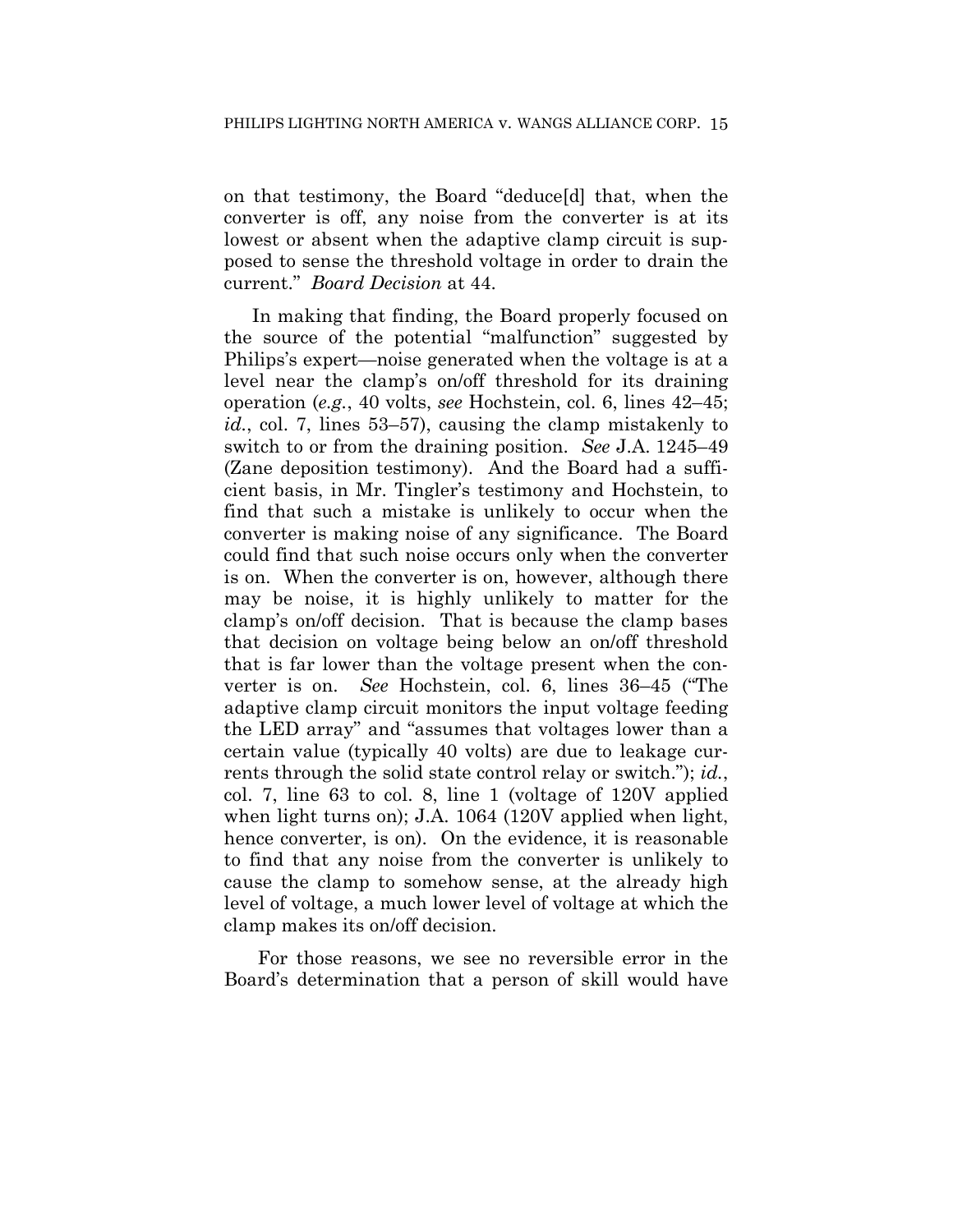on that testimony, the Board "deduce[d] that, when the converter is off, any noise from the converter is at its lowest or absent when the adaptive clamp circuit is supposed to sense the threshold voltage in order to drain the current." *Board Decision* at 44.

In making that finding, the Board properly focused on the source of the potential "malfunction" suggested by Philips's expert—noise generated when the voltage is at a level near the clamp's on/off threshold for its draining operation (*e.g.*, 40 volts, *see* Hochstein, col. 6, lines 42–45; *id.*, col. 7, lines 53–57), causing the clamp mistakenly to switch to or from the draining position. *See* J.A. 1245–49 (Zane deposition testimony). And the Board had a sufficient basis, in Mr. Tingler's testimony and Hochstein, to find that such a mistake is unlikely to occur when the converter is making noise of any significance. The Board could find that such noise occurs only when the converter is on. When the converter is on, however, although there may be noise, it is highly unlikely to matter for the clamp's on/off decision. That is because the clamp bases that decision on voltage being below an on/off threshold that is far lower than the voltage present when the converter is on. *See* Hochstein, col. 6, lines 36–45 ("The adaptive clamp circuit monitors the input voltage feeding the LED array" and "assumes that voltages lower than a certain value (typically 40 volts) are due to leakage currents through the solid state control relay or switch."); *id.*, col. 7, line 63 to col. 8, line 1 (voltage of 120V applied when light turns on); J.A. 1064 (120V applied when light, hence converter, is on). On the evidence, it is reasonable to find that any noise from the converter is unlikely to cause the clamp to somehow sense, at the already high level of voltage, a much lower level of voltage at which the clamp makes its on/off decision.

For those reasons, we see no reversible error in the Board's determination that a person of skill would have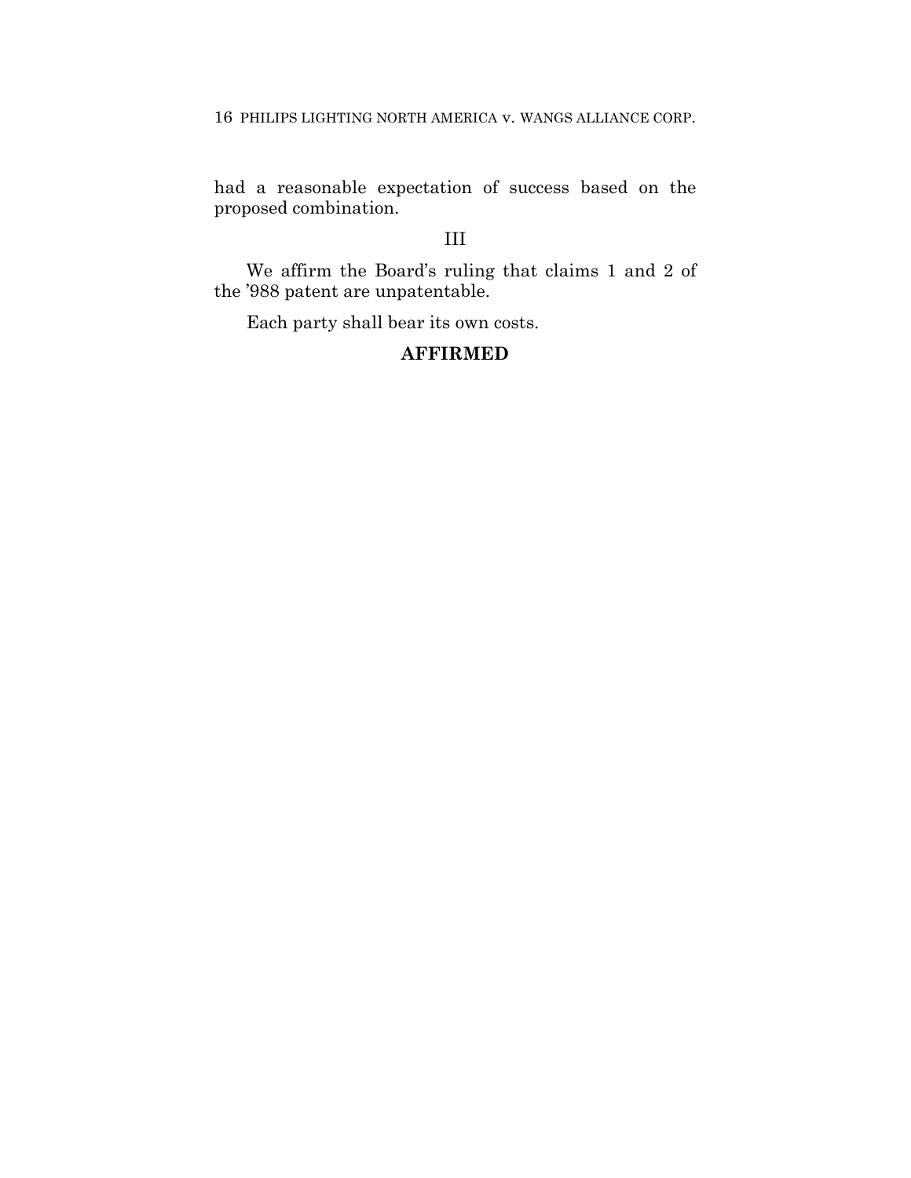had a reasonable expectation of success based on the proposed combination.

## III

We affirm the Board's ruling that claims 1 and 2 of the '988 patent are unpatentable.

Each party shall bear its own costs.

**AFFIRMED**